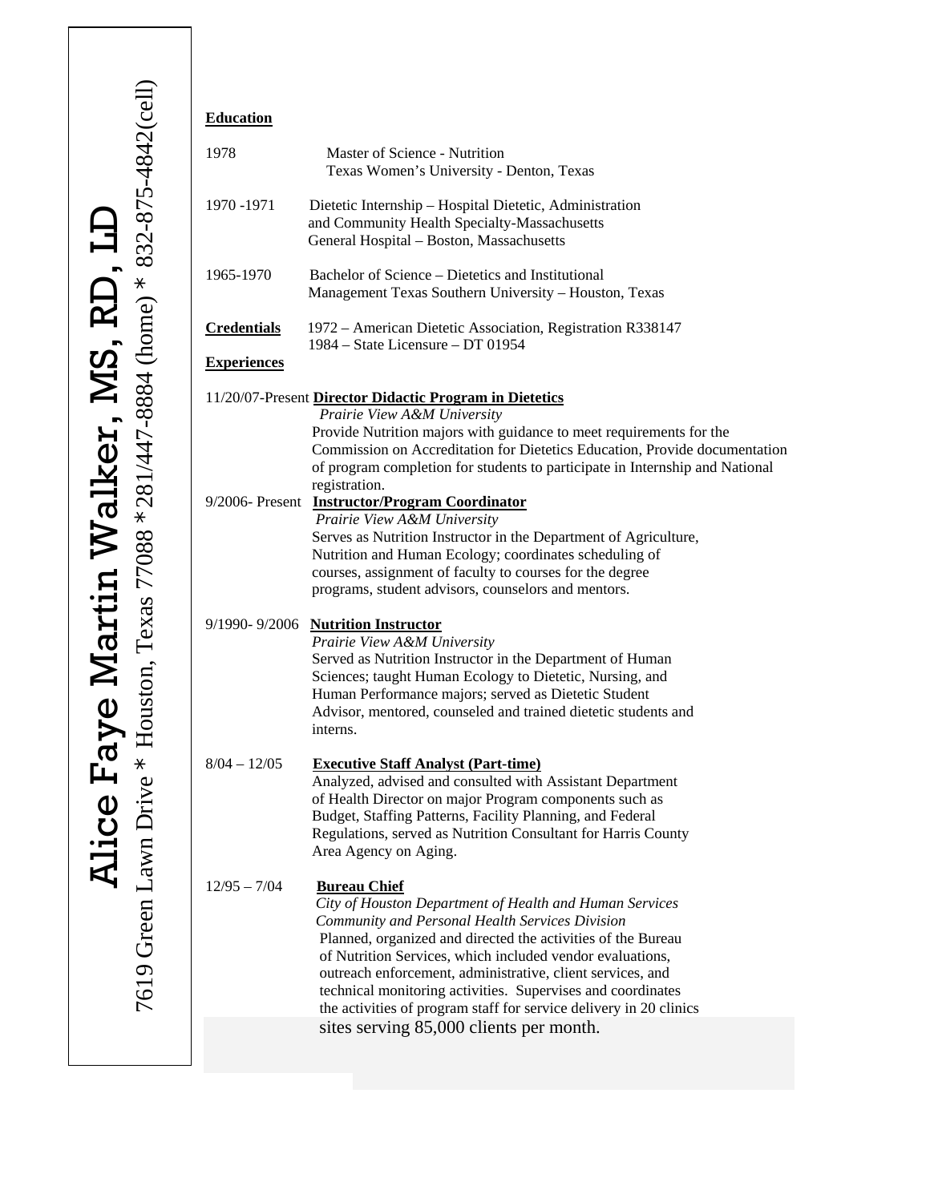# Alice Faye Martin Walker, MS, RD, LD

7619 Green Lawn Drive * Houston, Texas 77088 *281/447-8884 (home) * 832-875-4842(cell)

**Education**

1978 Master of Science - Nutrition
Texas Women's University - Denton, Texas

1970 -1971 Dietetic Internship – Hospital Dietetic, Administration and Community Health Specialty-Massachusetts General Hospital – Boston, Massachusetts

1965-1970 Bachelor of Science – Dietetics and Institutional Management Texas Southern University – Houston, Texas

**Credentials** 1972 – American Dietetic Association, Registration R338147
1984 – State Licensure – DT 01954

**Experiences**

11/20/07-Present **Director Didactic Program in Dietetics**
*Prairie View A&M University*
Provide Nutrition majors with guidance to meet requirements for the Commission on Accreditation for Dietetics Education, Provide documentation of program completion for students to participate in Internship and National registration.

9/2006- Present **Instructor/Program Coordinator**
*Prairie View A&M University*
Serves as Nutrition Instructor in the Department of Agriculture, Nutrition and Human Ecology; coordinates scheduling of courses, assignment of faculty to courses for the degree programs, student advisors, counselors and mentors.

9/1990- 9/2006 **Nutrition Instructor**
*Prairie View A&M University*
Served as Nutrition Instructor in the Department of Human Sciences; taught Human Ecology to Dietetic, Nursing, and Human Performance majors; served as Dietetic Student Advisor, mentored, counseled and trained dietetic students and interns.

8/04 – 12/05 **Executive Staff Analyst (Part-time)**
Analyzed, advised and consulted with Assistant Department of Health Director on major Program components such as Budget, Staffing Patterns, Facility Planning, and Federal Regulations, served as Nutrition Consultant for Harris County Area Agency on Aging.

12/95 – 7/04 **Bureau Chief**
*City of Houston Department of Health and Human Services*
*Community and Personal Health Services Division*
Planned, organized and directed the activities of the Bureau of Nutrition Services, which included vendor evaluations, outreach enforcement, administrative, client services, and technical monitoring activities. Supervises and coordinates the activities of program staff for service delivery in 20 clinics sites serving 85,000 clients per month.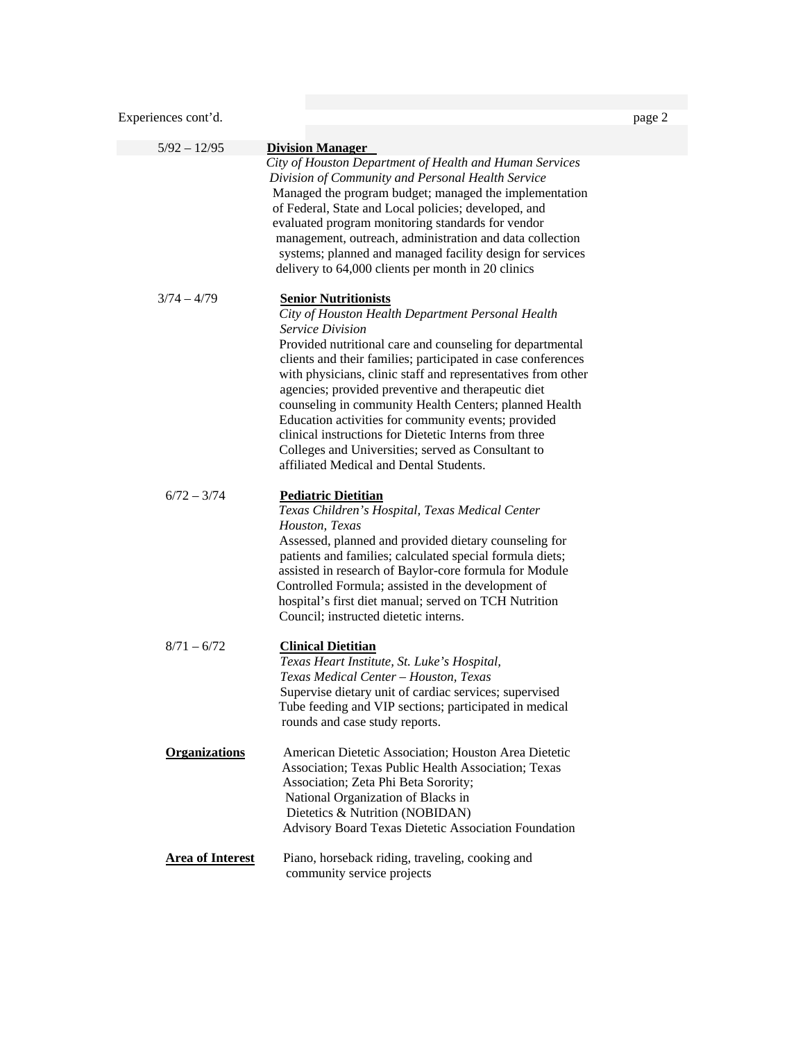Experiences cont'd.

**5/92 – 12/95** — **Division Manager**

*City of Houston Department of Health and Human Services*
*Division of Community and Personal Health Service*

Managed the program budget; managed the implementation of Federal, State and Local policies; developed, and evaluated program monitoring standards for vendor management, outreach, administration and data collection systems; planned and managed facility design for services delivery to 64,000 clients per month in 20 clinics

**3/74 – 4/79** — **Senior Nutritionists**

*City of Houston Health Department Personal Health Service Division*

Provided nutritional care and counseling for departmental clients and their families; participated in case conferences with physicians, clinic staff and representatives from other agencies; provided preventive and therapeutic diet counseling in community Health Centers; planned Health Education activities for community events; provided clinical instructions for Dietetic Interns from three Colleges and Universities; served as Consultant to affiliated Medical and Dental Students.

**6/72 – 3/74** — **Pediatric Dietitian**

*Texas Children's Hospital, Texas Medical Center*
*Houston, Texas*

Assessed, planned and provided dietary counseling for patients and families; calculated special formula diets; assisted in research of Baylor-core formula for Module Controlled Formula; assisted in the development of hospital's first diet manual; served on TCH Nutrition Council; instructed dietetic interns.

**8/71 – 6/72** — **Clinical Dietitian**

*Texas Heart Institute, St. Luke's Hospital,*
*Texas Medical Center – Houston, Texas*

Supervise dietary unit of cardiac services; supervised Tube feeding and VIP sections; participated in medical rounds and case study reports.

**Organizations**

American Dietetic Association; Houston Area Dietetic Association; Texas Public Health Association; Texas Association; Zeta Phi Beta Sorority;
National Organization of Blacks in Dietetics & Nutrition (NOBIDAN)
Advisory Board Texas Dietetic Association Foundation

**Area of Interest**

Piano, horseback riding, traveling, cooking and community service projects